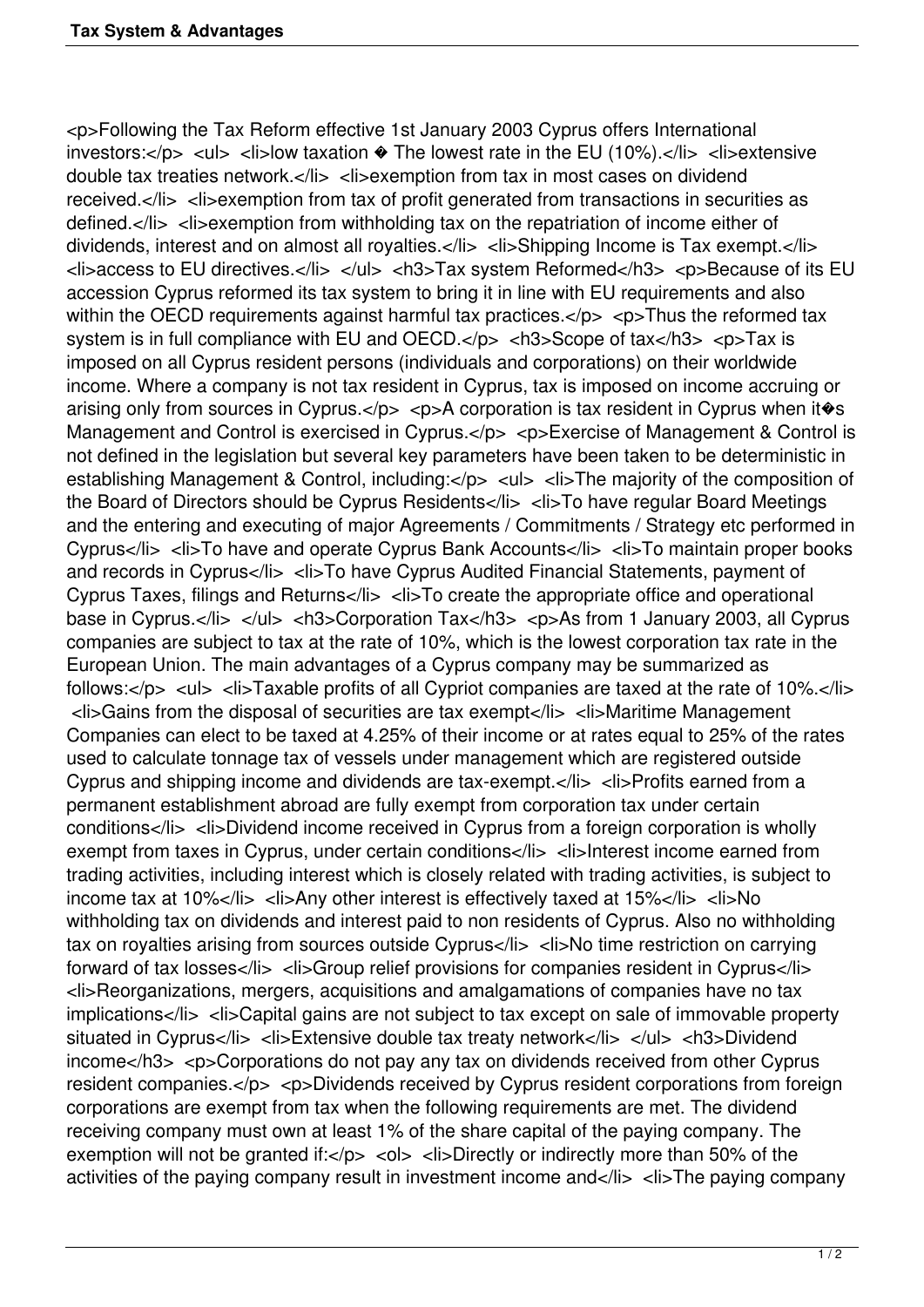Following the Tax Reform effective 1st January 2003 Cyprus offers International investors:

- low taxation � The lowest rate in the EU (10%).
- extensive double tax treaties network.
- exemption from tax in most cases on dividend received.
- exemption from tax of profit generated from transactions in securities as defined.
- exemption from withholding tax on the repatriation of income either of dividends, interest and on almost all royalties.
- Shipping Income is Tax exempt.
- access to EU directives.

### Tax system Reformed

Because of its EU accession Cyprus reformed its tax system to bring it in line with EU requirements and also within the OECD requirements against harmful tax practices.

Thus the reformed tax system is in full compliance with EU and OECD.

### Scope of tax

Tax is imposed on all Cyprus resident persons (individuals and corporations) on their worldwide income. Where a company is not tax resident in Cyprus, tax is imposed on income accruing or arising only from sources in Cyprus.

A corporation is tax resident in Cyprus when it�s Management and Control is exercised in Cyprus.

Exercise of Management & Control is not defined in the legislation but several key parameters have been taken to be deterministic in establishing Management & Control, including:

- The majority of the composition of the Board of Directors should be Cyprus Residents
- To have regular Board Meetings and the entering and executing of major Agreements / Commitments / Strategy etc performed in Cyprus
- To have and operate Cyprus Bank Accounts
- To maintain proper books and records in Cyprus
- To have Cyprus Audited Financial Statements, payment of Cyprus Taxes, filings and Returns
- To create the appropriate office and operational base in Cyprus.

### Corporation Tax

As from 1 January 2003, all Cyprus companies are subject to tax at the rate of 10%, which is the lowest corporation tax rate in the European Union. The main advantages of a Cyprus company may be summarized as follows:

- Taxable profits of all Cypriot companies are taxed at the rate of 10%.
- Gains from the disposal of securities are tax exempt
- Maritime Management Companies can elect to be taxed at 4.25% of their income or at rates equal to 25% of the rates used to calculate tonnage tax of vessels under management which are registered outside Cyprus and shipping income and dividends are tax-exempt.
- Profits earned from a permanent establishment abroad are fully exempt from corporation tax under certain conditions
- Dividend income received in Cyprus from a foreign corporation is wholly exempt from taxes in Cyprus, under certain conditions
- Interest income earned from trading activities, including interest which is closely related with trading activities, is subject to income tax at 10%
- Any other interest is effectively taxed at 15%
- No withholding tax on dividends and interest paid to non residents of Cyprus. Also no withholding tax on royalties arising from sources outside Cyprus
- No time restriction on carrying forward of tax losses
- Group relief provisions for companies resident in Cyprus
- Reorganizations, mergers, acquisitions and amalgamations of companies have no tax implications
- Capital gains are not subject to tax except on sale of immovable property situated in Cyprus
- Extensive double tax treaty network

### Dividend income

Corporations do not pay any tax on dividends received from other Cyprus resident companies.

Dividends received by Cyprus resident corporations from foreign corporations are exempt from tax when the following requirements are met. The dividend receiving company must own at least 1% of the share capital of the paying company. The exemption will not be granted if:

1. Directly or indirectly more than 50% of the activities of the paying company result in investment income and
2. The paying company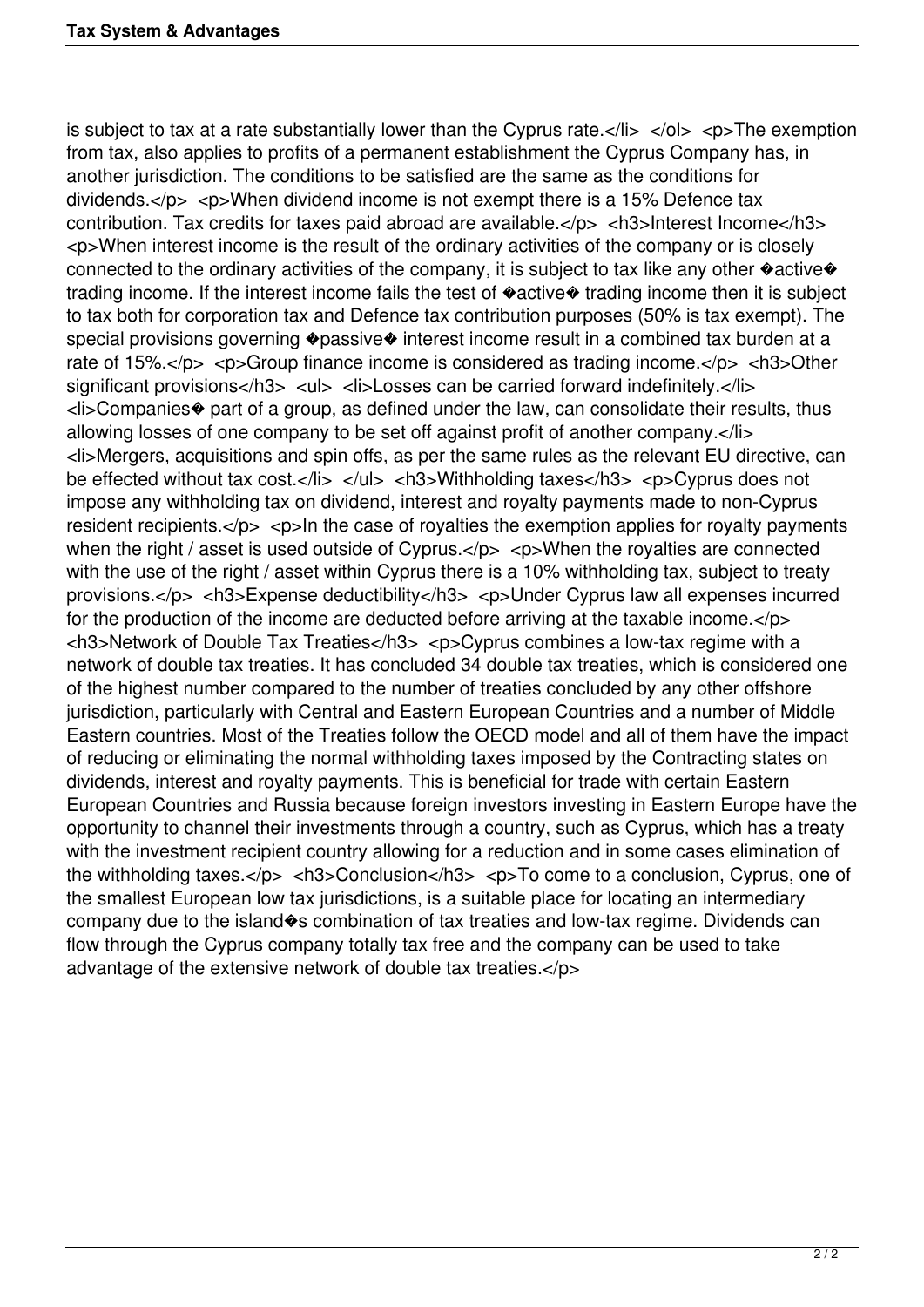is subject to tax at a rate substantially lower than the Cyprus rate.</li> </ol> <p>The exemption from tax, also applies to profits of a permanent establishment the Cyprus Company has, in another jurisdiction. The conditions to be satisfied are the same as the conditions for dividends.</p> <p>When dividend income is not exempt there is a 15% Defence tax contribution. Tax credits for taxes paid abroad are available.</p> <h3>Interest Income</h3> <p>When interest income is the result of the ordinary activities of the company or is closely connected to the ordinary activities of the company, it is subject to tax like any other �active� trading income. If the interest income fails the test of �active� trading income then it is subject to tax both for corporation tax and Defence tax contribution purposes (50% is tax exempt). The special provisions governing �passive� interest income result in a combined tax burden at a rate of 15%.</p> <p>Group finance income is considered as trading income.</p> <h3>Other significant provisions</h3> <ul> <li>Losses can be carried forward indefinitely.</li> <li>Companies� part of a group, as defined under the law, can consolidate their results, thus allowing losses of one company to be set off against profit of another company.</li> <li>Mergers, acquisitions and spin offs, as per the same rules as the relevant EU directive, can be effected without tax cost.</li> </ul> <h3>Withholding taxes</h3> <p>Cyprus does not impose any withholding tax on dividend, interest and royalty payments made to non-Cyprus resident recipients.</p> <p>In the case of royalties the exemption applies for royalty payments when the right / asset is used outside of Cyprus.</p> <p>When the royalties are connected with the use of the right / asset within Cyprus there is a 10% withholding tax, subject to treaty provisions.</p> <h3>Expense deductibility</h3> <p>Under Cyprus law all expenses incurred for the production of the income are deducted before arriving at the taxable income.</p> <h3>Network of Double Tax Treaties</h3> <p>Cyprus combines a low-tax regime with a network of double tax treaties. It has concluded 34 double tax treaties, which is considered one of the highest number compared to the number of treaties concluded by any other offshore jurisdiction, particularly with Central and Eastern European Countries and a number of Middle Eastern countries. Most of the Treaties follow the OECD model and all of them have the impact of reducing or eliminating the normal withholding taxes imposed by the Contracting states on dividends, interest and royalty payments. This is beneficial for trade with certain Eastern European Countries and Russia because foreign investors investing in Eastern Europe have the opportunity to channel their investments through a country, such as Cyprus, which has a treaty with the investment recipient country allowing for a reduction and in some cases elimination of the withholding taxes.</p> <h3>Conclusion</h3> <p>To come to a conclusion, Cyprus, one of the smallest European low tax jurisdictions, is a suitable place for locating an intermediary company due to the island�s combination of tax treaties and low-tax regime. Dividends can flow through the Cyprus company totally tax free and the company can be used to take advantage of the extensive network of double tax treaties.</p>